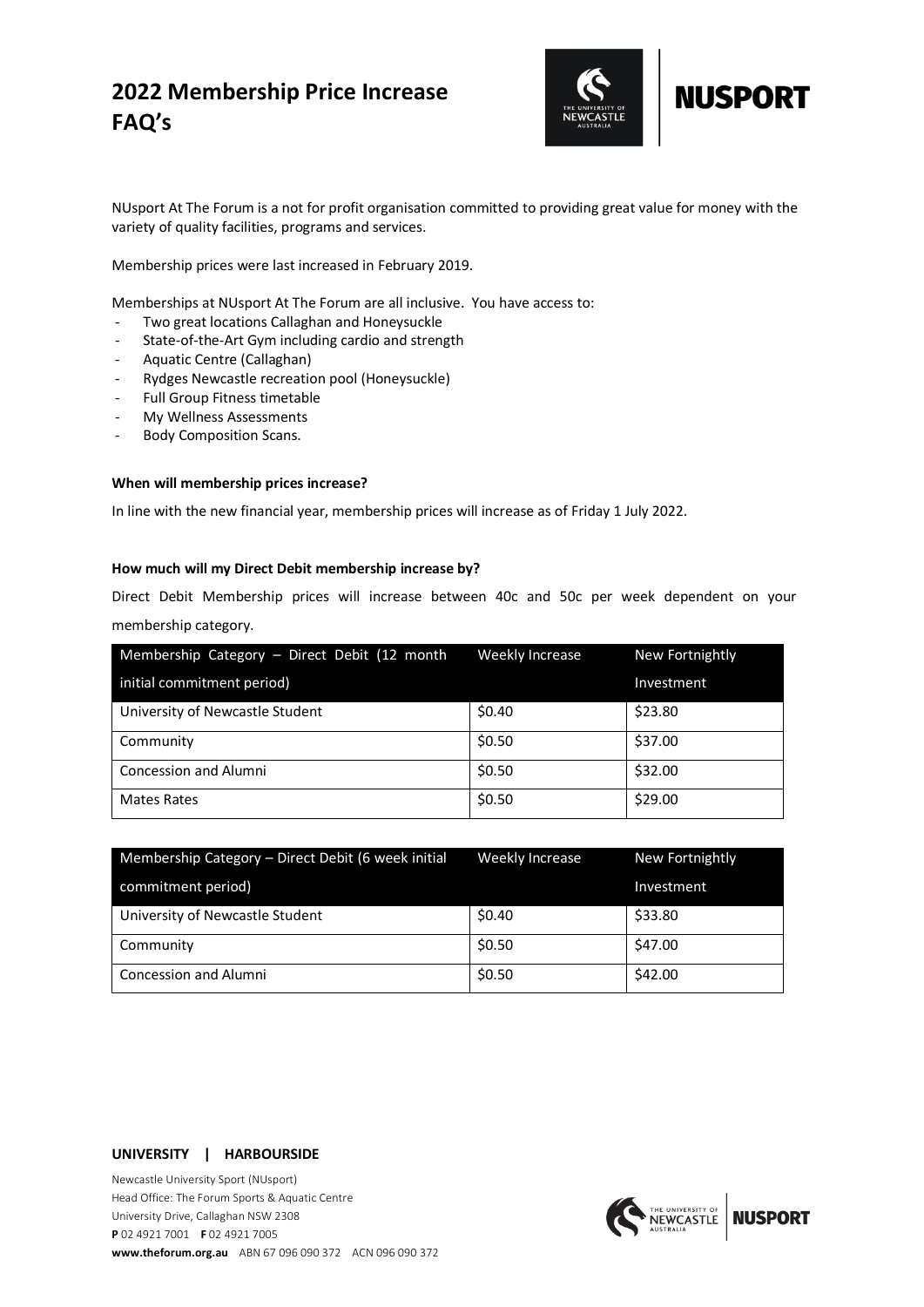# 2022 Membership Price Increase FAQ's

NUsport At The Forum is a not for profit organisation committed to providing great value for money with the variety of quality facilities, programs and services.

Membership prices were last increased in February 2019.

Memberships at NUsport At The Forum are all inclusive. You have access to:

- Two great locations Callaghan and Honeysuckle
- State-of-the-Art Gym including cardio and strength
- Aquatic Centre (Callaghan)
- Rydges Newcastle recreation pool (Honeysuckle)
- Full Group Fitness timetable
- My Wellness Assessments
- Body Composition Scans.

**When will membership prices increase?**

In line with the new financial year, membership prices will increase as of Friday 1 July 2022.

**How much will my Direct Debit membership increase by?**

Direct Debit Membership prices will increase between 40c and 50c per week dependent on your membership category.

| Membership Category – Direct Debit (12 month initial commitment period) | Weekly Increase | New Fortnightly Investment |
|---|---|---|
| University of Newcastle Student | $0.40 | $23.80 |
| Community | $0.50 | $37.00 |
| Concession and Alumni | $0.50 | $32.00 |
| Mates Rates | $0.50 | $29.00 |

| Membership Category – Direct Debit (6 week initial commitment period) | Weekly Increase | New Fortnightly Investment |
|---|---|---|
| University of Newcastle Student | $0.40 | $33.80 |
| Community | $0.50 | $47.00 |
| Concession and Alumni | $0.50 | $42.00 |

**UNIVERSITY | HARBOURSIDE**

Newcastle University Sport (NUsport)
Head Office: The Forum Sports & Aquatic Centre
University Drive, Callaghan NSW 2308
**P** 02 4921 7001 **F** 02 4921 7005
**www.theforum.org.au** ABN 67 096 090 372 ACN 096 090 372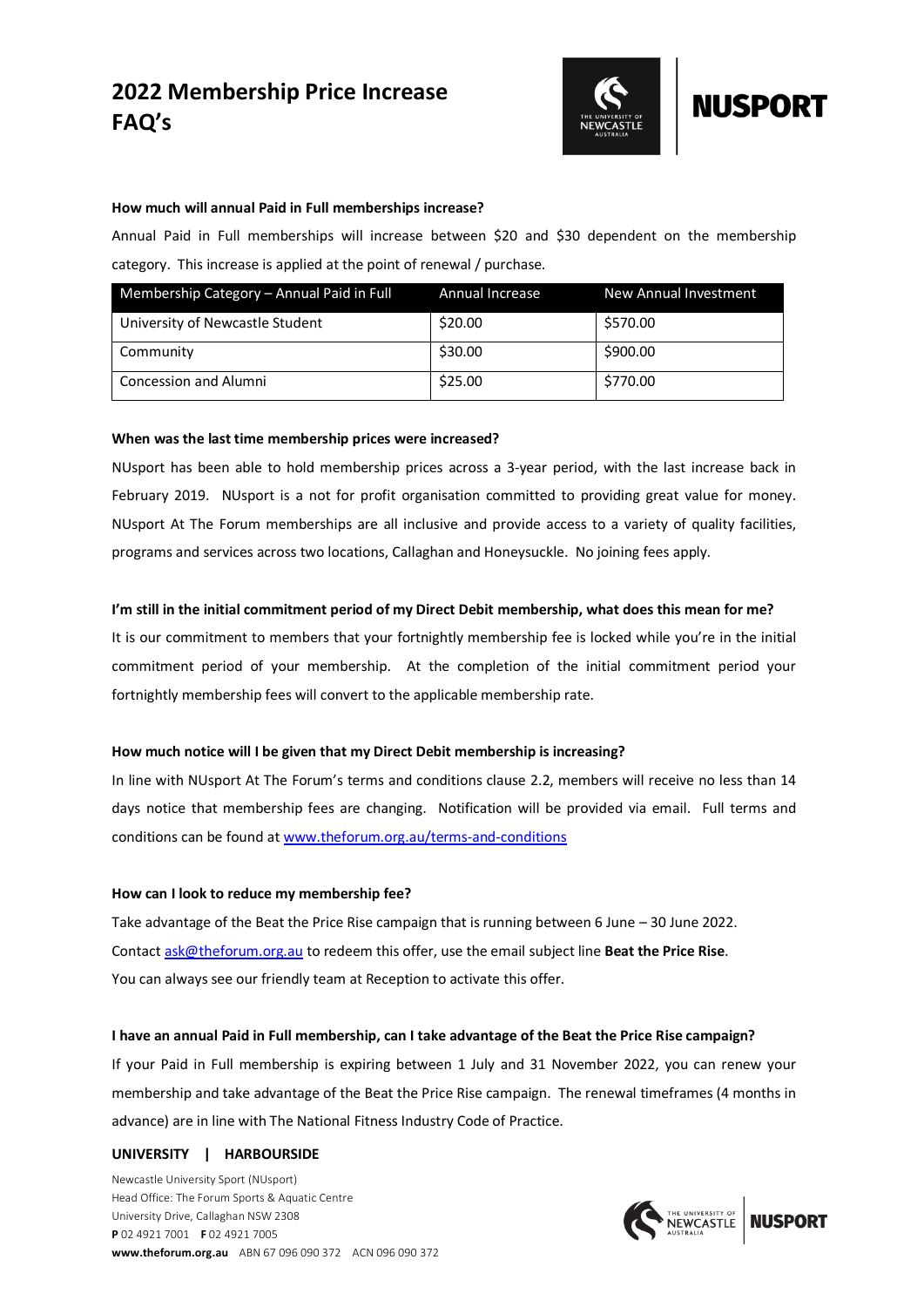# 2022 Membership Price Increase FAQ's

**How much will annual Paid in Full memberships increase?**

Annual Paid in Full memberships will increase between $20 and $30 dependent on the membership category. This increase is applied at the point of renewal / purchase.

| Membership Category – Annual Paid in Full | Annual Increase | New Annual Investment |
|---|---|---|
| University of Newcastle Student | $20.00 | $570.00 |
| Community | $30.00 | $900.00 |
| Concession and Alumni | $25.00 | $770.00 |

**When was the last time membership prices were increased?**

NUsport has been able to hold membership prices across a 3-year period, with the last increase back in February 2019. NUsport is a not for profit organisation committed to providing great value for money. NUsport At The Forum memberships are all inclusive and provide access to a variety of quality facilities, programs and services across two locations, Callaghan and Honeysuckle. No joining fees apply.

**I'm still in the initial commitment period of my Direct Debit membership, what does this mean for me?**

It is our commitment to members that your fortnightly membership fee is locked while you're in the initial commitment period of your membership. At the completion of the initial commitment period your fortnightly membership fees will convert to the applicable membership rate.

**How much notice will I be given that my Direct Debit membership is increasing?**

In line with NUsport At The Forum's terms and conditions clause 2.2, members will receive no less than 14 days notice that membership fees are changing. Notification will be provided via email. Full terms and conditions can be found at www.theforum.org.au/terms-and-conditions

**How can I look to reduce my membership fee?**

Take advantage of the Beat the Price Rise campaign that is running between 6 June – 30 June 2022.
Contact ask@theforum.org.au to redeem this offer, use the email subject line **Beat the Price Rise**.
You can always see our friendly team at Reception to activate this offer.

**I have an annual Paid in Full membership, can I take advantage of the Beat the Price Rise campaign?**

If your Paid in Full membership is expiring between 1 July and 31 November 2022, you can renew your membership and take advantage of the Beat the Price Rise campaign. The renewal timeframes (4 months in advance) are in line with The National Fitness Industry Code of Practice.

**UNIVERSITY | HARBOURSIDE**

Newcastle University Sport (NUsport)
Head Office: The Forum Sports & Aquatic Centre
University Drive, Callaghan NSW 2308
**P** 02 4921 7001 **F** 02 4921 7005
**www.theforum.org.au** ABN 67 096 090 372 ACN 096 090 372